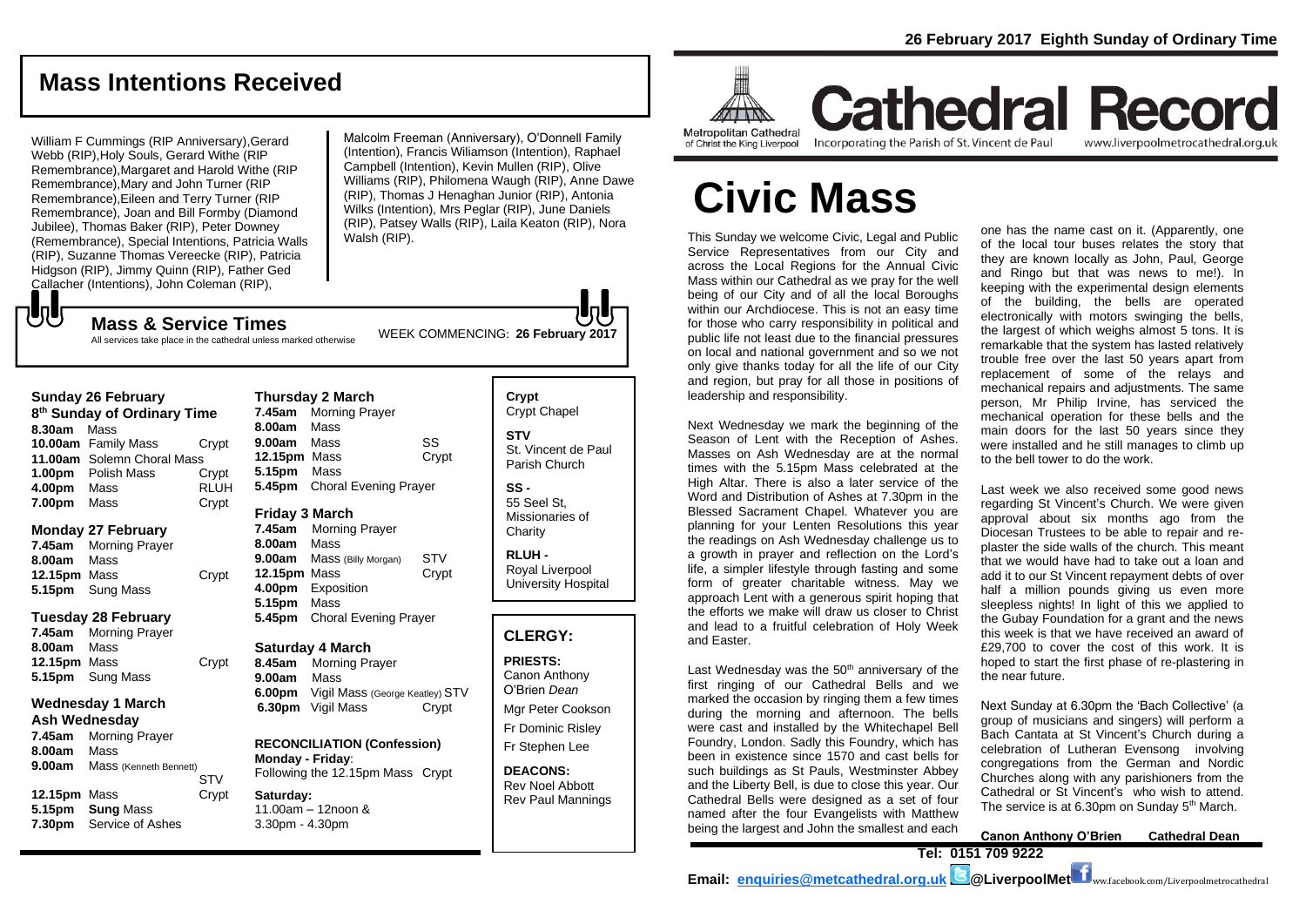26 February 2017 Eighth Sunday of Ordinary Time

## Mass Intentions Received

William F Cummings (RIP Anniversary),Gerard Webb (RIP),Holy Souls, Gerard Withe (RIP Remembrance),Margaret and Harold Withe (RIP Remembrance),Mary and John Turner (RIP Remembrance),Eileen and Terry Turner (RIP Remembrance), Joan and Bill Formby (Diamond Jubilee), Thomas Baker (RIP), Peter Downey (Remembrance), Special Intentions, Patricia Walls (RIP), Suzanne Thomas Vereecke (RIP), Patricia Hidgson (RIP), Jimmy Quinn (RIP), Father Ged Callacher (Intentions), John Coleman (RIP), Malcolm Freeman (Anniversary), O'Donnell Family (Intention), Francis Wiliamson (Intention), Raphael Campbell (Intention), Kevin Mullen (RIP), Olive Williams (RIP), Philomena Waugh (RIP), Anne Dawe (RIP), Thomas J Henaghan Junior (RIP), Antonia Wilks (Intention), Mrs Peglar (RIP), June Daniels (RIP), Patsey Walls (RIP), Laila Keaton (RIP), Nora Walsh (RIP).

## Mass & Service Times

All services take place in the cathedral unless marked otherwise

WEEK COMMENCING: **26 February 2017**

### Sunday 26 February
**8th Sunday of Ordinary Time**

| | | |
|---|---|---|
| **8.30am** | Mass | |
| **10.00am** | Family Mass | Crypt |
| **11.00am** | Solemn Choral Mass | |
| **1.00pm** | Polish Mass | Crypt |
| **4.00pm** | Mass | RLUH |
| **7.00pm** | Mass | Crypt |

### Monday 27 February

| | | |
|---|---|---|
| **7.45am** | Morning Prayer | |
| **8.00am** | Mass | |
| **12.15pm** | Mass | Crypt |
| **5.15pm** | Sung Mass | |

### Tuesday 28 February

| | | |
|---|---|---|
| **7.45am** | Morning Prayer | |
| **8.00am** | Mass | |
| **12.15pm** | Mass | Crypt |
| **5.15pm** | Sung Mass | |

### Wednesday 1 March
**Ash Wednesday**

| | | |
|---|---|---|
| **7.45am** | Morning Prayer | |
| **8.00am** | Mass | |
| **9.00am** | Mass (Kenneth Bennett) | STV |
| **12.15pm** | Mass | Crypt |
| **5.15pm** | **Sung** Mass | |
| **7.30pm** | Service of Ashes | |

### Thursday 2 March

| | | |
|---|---|---|
| **7.45am** | Morning Prayer | |
| **8.00am** | Mass | |
| **9.00am** | Mass | SS |
| **12.15pm** | Mass | Crypt |
| **5.15pm** | Mass | |
| **5.45pm** | Choral Evening Prayer | |

### Friday 3 March

| | | |
|---|---|---|
| **7.45am** | Morning Prayer | |
| **8.00am** | Mass | |
| **9.00am** | Mass (Billy Morgan) | STV |
| **12.15pm** | Mass | Crypt |
| **4.00pm** | Exposition | |
| **5.15pm** | Mass | |
| **5.45pm** | Choral Evening Prayer | |

### Saturday 4 March

| | | |
|---|---|---|
| **8.45am** | Morning Prayer | |
| **9.00am** | Mass | |
| **6.00pm** | Vigil Mass (George Keatley) | STV |
| **6.30pm** | Vigil Mass | Crypt |

**RECONCILIATION (Confession)**
**Monday - Friday**:
Following the 12.15pm Mass Crypt

**Saturday:**
11.00am – 12noon &
3.30pm - 4.30pm

**Crypt**
Crypt Chapel

**STV**
St. Vincent de Paul Parish Church

**SS -**
55 Seel St, Missionaries of Charity

**RLUH -**
Royal Liverpool University Hospital

## CLERGY:

**PRIESTS:**
Canon Anthony O'Brien *Dean*
Mgr Peter Cookson
Fr Dominic Risley
Fr Stephen Lee

**DEACONS:**
Rev Noel Abbott
Rev Paul Mannings

# Cathedral Record

Metropolitan Cathedral of Christ the King Liverpool
Incorporating the Parish of St. Vincent de Paul
www.liverpoolmetrocathedral.org.uk

# Civic Mass

This Sunday we welcome Civic, Legal and Public Service Representatives from our City and across the Local Regions for the Annual Civic Mass within our Cathedral as we pray for the well being of our City and of all the local Boroughs within our Archdiocese. This is not an easy time for those who carry responsibility in political and public life not least due to the financial pressures on local and national government and so we not only give thanks today for all the life of our City and region, but pray for all those in positions of leadership and responsibility.

Next Wednesday we mark the beginning of the Season of Lent with the Reception of Ashes. Masses on Ash Wednesday are at the normal times with the 5.15pm Mass celebrated at the High Altar. There is also a later service of the Word and Distribution of Ashes at 7.30pm in the Blessed Sacrament Chapel. Whatever you are planning for your Lenten Resolutions this year the readings on Ash Wednesday challenge us to a growth in prayer and reflection on the Lord's life, a simpler lifestyle through fasting and some form of greater charitable witness. May we approach Lent with a generous spirit hoping that the efforts we make will draw us closer to Christ and lead to a fruitful celebration of Holy Week and Easter.

Last Wednesday was the 50th anniversary of the first ringing of our Cathedral Bells and we marked the occasion by ringing them a few times during the morning and afternoon. The bells were cast and installed by the Whitechapel Bell Foundry, London. Sadly this Foundry, which has been in existence since 1570 and cast bells for such buildings as St Pauls, Westminster Abbey and the Liberty Bell, is due to close this year. Our Cathedral Bells were designed as a set of four named after the four Evangelists with Matthew being the largest and John the smallest and each one has the name cast on it. (Apparently, one of the local tour buses relates the story that they are known locally as John, Paul, George and Ringo but that was news to me!). In keeping with the experimental design elements of the building, the bells are operated electronically with motors swinging the bells, the largest of which weighs almost 5 tons. It is remarkable that the system has lasted relatively trouble free over the last 50 years apart from replacement of some of the relays and mechanical repairs and adjustments. The same person, Mr Philip Irvine, has serviced the mechanical operation for these bells and the main doors for the last 50 years since they were installed and he still manages to climb up to the bell tower to do the work.

Last week we also received some good news regarding St Vincent's Church. We were given approval about six months ago from the Diocesan Trustees to be able to repair and re-plaster the side walls of the church. This meant that we would have had to take out a loan and add it to our St Vincent repayment debts of over half a million pounds giving us even more sleepless nights! In light of this we applied to the Gubay Foundation for a grant and the news this week is that we have received an award of £29,700 to cover the cost of this work. It is hoped to start the first phase of re-plastering in the near future.

Next Sunday at 6.30pm the 'Bach Collective' (a group of musicians and singers) will perform a Bach Cantata at St Vincent's Church during a celebration of Lutheran Evensong involving congregations from the German and Nordic Churches along with any parishioners from the Cathedral or St Vincent's who wish to attend. The service is at 6.30pm on Sunday 5th March.

**Canon Anthony O'Brien Cathedral Dean**

**Tel: 0151 709 9222**

**Email: enquiries@metcathedral.org.uk @LiverpoolMet** www.facebook.com/Liverpoolmetrocathedral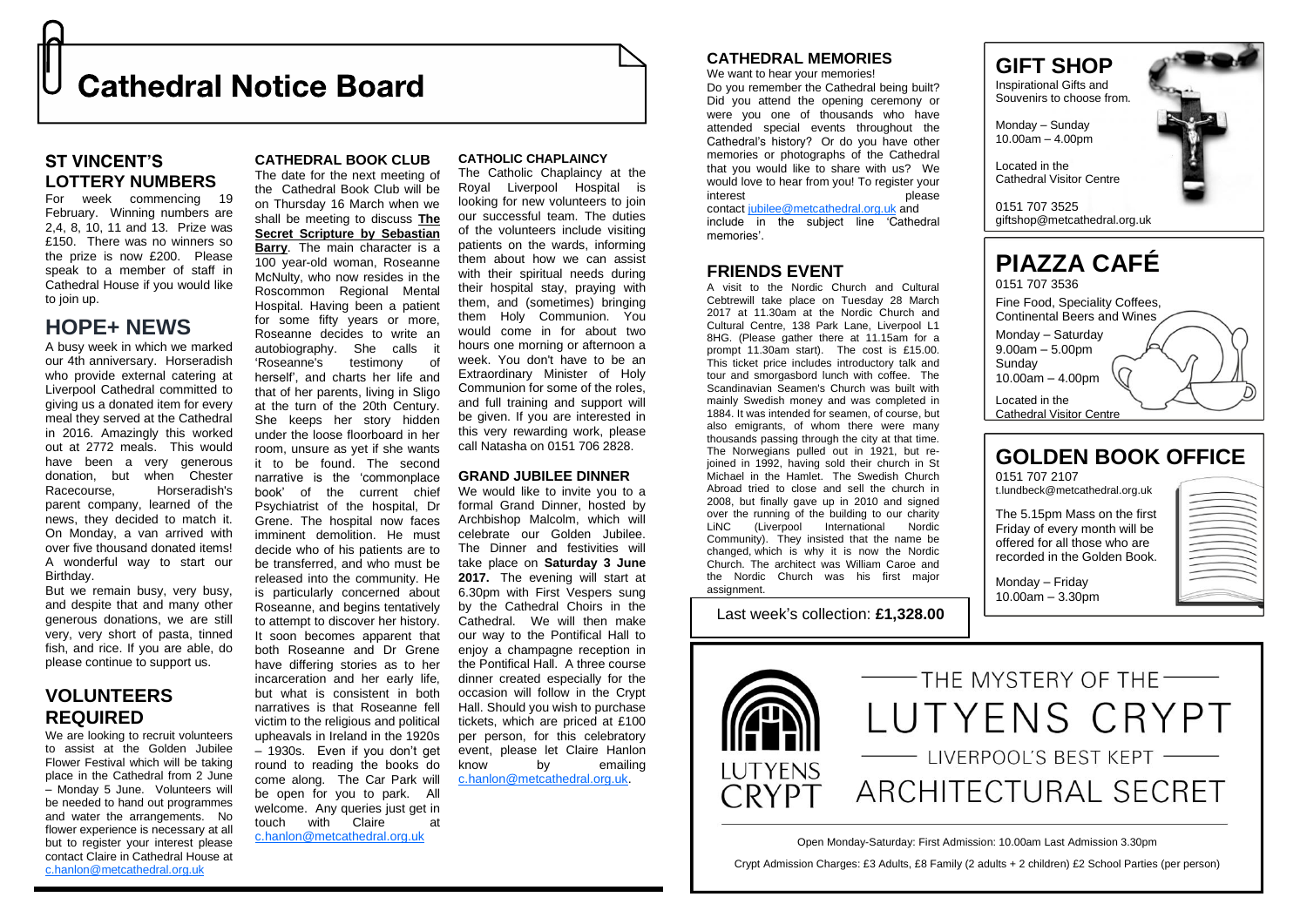# Cathedral Notice Board

## ST VINCENT'S LOTTERY NUMBERS

For week commencing 19 February. Winning numbers are 2,4, 8, 10, 11 and 13. Prize was £150. There was no winners so the prize is now £200. Please speak to a member of staff in Cathedral House if you would like to join up.

## HOPE+ NEWS

A busy week in which we marked our 4th anniversary. Horseradish who provide external catering at Liverpool Cathedral committed to giving us a donated item for every meal they served at the Cathedral in 2016. Amazingly this worked out at 2772 meals. This would have been a very generous donation, but when Chester Racecourse, Horseradish's parent company, learned of the news, they decided to match it. On Monday, a van arrived with over five thousand donated items! A wonderful way to start our Birthday.

But we remain busy, very busy, and despite that and many other generous donations, we are still very, very short of pasta, tinned fish, and rice. If you are able, do please continue to support us.

## VOLUNTEERS REQUIRED

We are looking to recruit volunteers to assist at the Golden Jubilee Flower Festival which will be taking place in the Cathedral from 2 June – Monday 5 June. Volunteers will be needed to hand out programmes and water the arrangements. No flower experience is necessary at all but to register your interest please contact Claire in Cathedral House at c.hanlon@metcathedral.org.uk

### CATHEDRAL BOOK CLUB

The date for the next meeting of the Cathedral Book Club will be on Thursday 16 March when we shall be meeting to discuss **The Secret Scripture by Sebastian Barry**. The main character is a 100 year-old woman, Roseanne McNulty, who now resides in the Roscommon Regional Mental Hospital. Having been a patient for some fifty years or more, Roseanne decides to write an autobiography. She calls it 'Roseanne's testimony of herself', and charts her life and that of her parents, living in Sligo at the turn of the 20th Century. She keeps her story hidden under the loose floorboard in her room, unsure as yet if she wants it to be found. The second narrative is the 'commonplace book' of the current chief Psychiatrist of the hospital, Dr Grene. The hospital now faces imminent demolition. He must decide who of his patients are to be transferred, and who must be released into the community. He is particularly concerned about Roseanne, and begins tentatively to attempt to discover her history. It soon becomes apparent that both Roseanne and Dr Grene have differing stories as to her incarceration and her early life, but what is consistent in both narratives is that Roseanne fell victim to the religious and political upheavals in Ireland in the 1920s – 1930s. Even if you don't get round to reading the books do come along. The Car Park will be open for you to park. All welcome. Any queries just get in touch with Claire at c.hanlon@metcathedral.org.uk

### CATHOLIC CHAPLAINCY

The Catholic Chaplaincy at the Royal Liverpool Hospital is looking for new volunteers to join our successful team. The duties of the volunteers include visiting patients on the wards, informing them about how we can assist with their spiritual needs during their hospital stay, praying with them, and (sometimes) bringing them Holy Communion. You would come in for about two hours one morning or afternoon a week. You don't have to be an Extraordinary Minister of Holy Communion for some of the roles, and full training and support will be given. If you are interested in this very rewarding work, please call Natasha on 0151 706 2828.

### GRAND JUBILEE DINNER

We would like to invite you to a formal Grand Dinner, hosted by Archbishop Malcolm, which will celebrate our Golden Jubilee. The Dinner and festivities will take place on **Saturday 3 June 2017.** The evening will start at 6.30pm with First Vespers sung by the Cathedral Choirs in the Cathedral. We will then make our way to the Pontifical Hall to enjoy a champagne reception in the Pontifical Hall. A three course dinner created especially for the occasion will follow in the Crypt Hall. Should you wish to purchase tickets, which are priced at £100 per person, for this celebratory event, please let Claire Hanlon know by emailing c.hanlon@metcathedral.org.uk.

## CATHEDRAL MEMORIES

We want to hear your memories!

Do you remember the Cathedral being built? Did you attend the opening ceremony or were you one of thousands who have attended special events throughout the Cathedral's history? Or do you have other memories or photographs of the Cathedral that you would like to share with us? We would love to hear from you! To register your interest please contact jubilee@metcathedral.org.uk and include in the subject line 'Cathedral memories'.

## FRIENDS EVENT

A visit to the Nordic Church and Cultural Cebtrewill take place on Tuesday 28 March 2017 at 11.30am at the Nordic Church and Cultural Centre, 138 Park Lane, Liverpool L1 8HG. (Please gather there at 11.15am for a prompt 11.30am start). The cost is £15.00. This ticket price includes introductory talk and tour and smorgasbord lunch with coffee. The Scandinavian Seamen's Church was built with mainly Swedish money and was completed in 1884. It was intended for seamen, of course, but also emigrants, of whom there were many thousands passing through the city at that time. The Norwegians pulled out in 1921, but re-joined in 1992, having sold their church in St Michael in the Hamlet. The Swedish Church Abroad tried to close and sell the church in 2008, but finally gave up in 2010 and signed over the running of the building to our charity LiNC (Liverpool International Nordic Community). They insisted that the name be changed, which is why it is now the Nordic Church. The architect was William Caroe and the Nordic Church was his first major assignment.

Last week's collection: **£1,328.00**

## GIFT SHOP

Inspirational Gifts and Souvenirs to choose from.

Monday – Sunday
10.00am – 4.00pm

Located in the Cathedral Visitor Centre

0151 707 3525
giftshop@metcathedral.org.uk

## PIAZZA CAFÉ

0151 707 3536

Fine Food, Speciality Coffees, Continental Beers and Wines

Monday – Saturday
9.00am – 5.00pm
Sunday
10.00am – 4.00pm

Located in the Cathedral Visitor Centre

## GOLDEN BOOK OFFICE

0151 707 2107
t.lundbeck@metcathedral.org.uk

The 5.15pm Mass on the first Friday of every month will be offered for all those who are recorded in the Golden Book.

Monday – Friday
10.00am – 3.30pm

LUTYENS CRYPT

THE MYSTERY OF THE LUTYENS CRYPT

LIVERPOOL'S BEST KEPT ARCHITECTURAL SECRET

Open Monday-Saturday: First Admission: 10.00am Last Admission 3.30pm

Crypt Admission Charges: £3 Adults, £8 Family (2 adults + 2 children) £2 School Parties (per person)